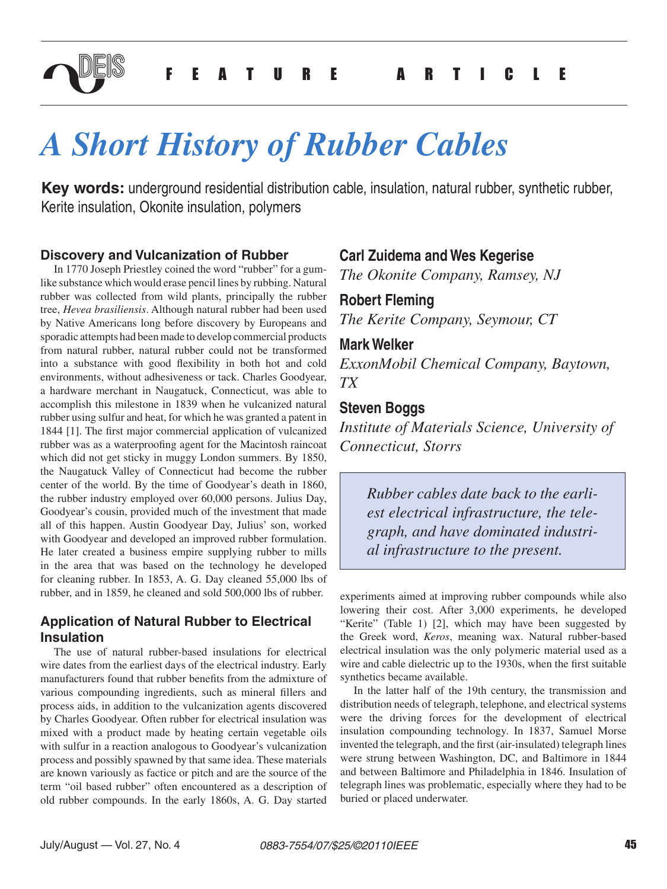FEATURE ARTICLE

# A Short History of Rubber Cables

**Key words:** underground residential distribution cable, insulation, natural rubber, synthetic rubber, Kerite insulation, Okonite insulation, polymers

**Carl Zuidema and Wes Kegerise**
*The Okonite Company, Ramsey, NJ*

**Robert Fleming**
*The Kerite Company, Seymour, CT*

**Mark Welker**
*ExxonMobil Chemical Company, Baytown, TX*

**Steven Boggs**
*Institute of Materials Science, University of Connecticut, Storrs*

> *Rubber cables date back to the earliest electrical infrastructure, the telegraph, and have dominated industrial infrastructure to the present.*

## Discovery and Vulcanization of Rubber

In 1770 Joseph Priestley coined the word "rubber" for a gum-like substance which would erase pencil lines by rubbing. Natural rubber was collected from wild plants, principally the rubber tree, *Hevea brasiliensis*. Although natural rubber had been used by Native Americans long before discovery by Europeans and sporadic attempts had been made to develop commercial products from natural rubber, natural rubber could not be transformed into a substance with good flexibility in both hot and cold environments, without adhesiveness or tack. Charles Goodyear, a hardware merchant in Naugatuck, Connecticut, was able to accomplish this milestone in 1839 when he vulcanized natural rubber using sulfur and heat, for which he was granted a patent in 1844 [1]. The first major commercial application of vulcanized rubber was as a waterproofing agent for the Macintosh raincoat which did not get sticky in muggy London summers. By 1850, the Naugatuck Valley of Connecticut had become the rubber center of the world. By the time of Goodyear's death in 1860, the rubber industry employed over 60,000 persons. Julius Day, Goodyear's cousin, provided much of the investment that made all of this happen. Austin Goodyear Day, Julius' son, worked with Goodyear and developed an improved rubber formulation. He later created a business empire supplying rubber to mills in the area that was based on the technology he developed for cleaning rubber. In 1853, A. G. Day cleaned 55,000 lbs of rubber, and in 1859, he cleaned and sold 500,000 lbs of rubber.

## Application of Natural Rubber to Electrical Insulation

The use of natural rubber-based insulations for electrical wire dates from the earliest days of the electrical industry. Early manufacturers found that rubber benefits from the admixture of various compounding ingredients, such as mineral fillers and process aids, in addition to the vulcanization agents discovered by Charles Goodyear. Often rubber for electrical insulation was mixed with a product made by heating certain vegetable oils with sulfur in a reaction analogous to Goodyear's vulcanization process and possibly spawned by that same idea. These materials are known variously as factice or pitch and are the source of the term "oil based rubber" often encountered as a description of old rubber compounds. In the early 1860s, A. G. Day started experiments aimed at improving rubber compounds while also lowering their cost. After 3,000 experiments, he developed "Kerite" (Table 1) [2], which may have been suggested by the Greek word, *Keros*, meaning wax. Natural rubber-based electrical insulation was the only polymeric material used as a wire and cable dielectric up to the 1930s, when the first suitable synthetics became available.

In the latter half of the 19th century, the transmission and distribution needs of telegraph, telephone, and electrical systems were the driving forces for the development of electrical insulation compounding technology. In 1837, Samuel Morse invented the telegraph, and the first (air-insulated) telegraph lines were strung between Washington, DC, and Baltimore in 1844 and between Baltimore and Philadelphia in 1846. Insulation of telegraph lines was problematic, especially where they had to be buried or placed underwater.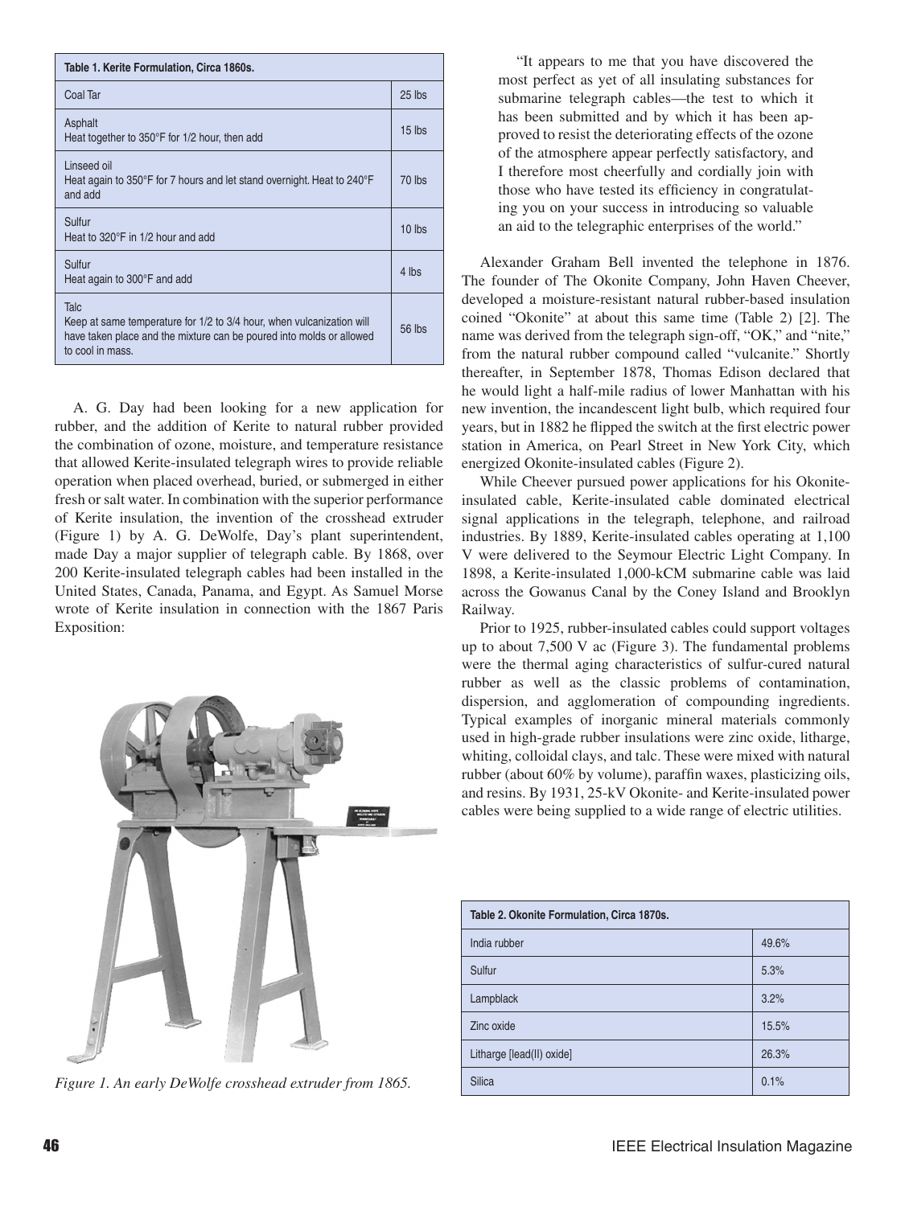| Table 1. Kerite Formulation, Circa 1860s. | |
|---|---|
| Coal Tar | 25 lbs |
| Asphalt<br>Heat together to 350°F for 1/2 hour, then add | 15 lbs |
| Linseed oil<br>Heat again to 350°F for 7 hours and let stand overnight. Heat to 240°F and add | 70 lbs |
| Sulfur<br>Heat to 320°F in 1/2 hour and add | 10 lbs |
| Sulfur<br>Heat again to 300°F and add | 4 lbs |
| Talc<br>Keep at same temperature for 1/2 to 3/4 hour, when vulcanization will have taken place and the mixture can be poured into molds or allowed to cool in mass. | 56 lbs |

A. G. Day had been looking for a new application for rubber, and the addition of Kerite to natural rubber provided the combination of ozone, moisture, and temperature resistance that allowed Kerite-insulated telegraph wires to provide reliable operation when placed overhead, buried, or submerged in either fresh or salt water. In combination with the superior performance of Kerite insulation, the invention of the crosshead extruder (Figure 1) by A. G. DeWolfe, Day's plant superintendent, made Day a major supplier of telegraph cable. By 1868, over 200 Kerite-insulated telegraph cables had been installed in the United States, Canada, Panama, and Egypt. As Samuel Morse wrote of Kerite insulation in connection with the 1867 Paris Exposition:

*Figure 1. An early DeWolfe crosshead extruder from 1865.*

> "It appears to me that you have discovered the most perfect as yet of all insulating substances for submarine telegraph cables—the test to which it has been submitted and by which it has been approved to resist the deteriorating effects of the ozone of the atmosphere appear perfectly satisfactory, and I therefore most cheerfully and cordially join with those who have tested its efficiency in congratulating you on your success in introducing so valuable an aid to the telegraphic enterprises of the world."

Alexander Graham Bell invented the telephone in 1876. The founder of The Okonite Company, John Haven Cheever, developed a moisture-resistant natural rubber-based insulation coined "Okonite" at about this same time (Table 2) [2]. The name was derived from the telegraph sign-off, "OK," and "nite," from the natural rubber compound called "vulcanite." Shortly thereafter, in September 1878, Thomas Edison declared that he would light a half-mile radius of lower Manhattan with his new invention, the incandescent light bulb, which required four years, but in 1882 he flipped the switch at the first electric power station in America, on Pearl Street in New York City, which energized Okonite-insulated cables (Figure 2).

While Cheever pursued power applications for his Okonite-insulated cable, Kerite-insulated cable dominated electrical signal applications in the telegraph, telephone, and railroad industries. By 1889, Kerite-insulated cables operating at 1,100 V were delivered to the Seymour Electric Light Company. In 1898, a Kerite-insulated 1,000-kCM submarine cable was laid across the Gowanus Canal by the Coney Island and Brooklyn Railway.

Prior to 1925, rubber-insulated cables could support voltages up to about 7,500 V ac (Figure 3). The fundamental problems were the thermal aging characteristics of sulfur-cured natural rubber as well as the classic problems of contamination, dispersion, and agglomeration of compounding ingredients. Typical examples of inorganic mineral materials commonly used in high-grade rubber insulations were zinc oxide, litharge, whiting, colloidal clays, and talc. These were mixed with natural rubber (about 60% by volume), paraffin waxes, plasticizing oils, and resins. By 1931, 25-kV Okonite- and Kerite-insulated power cables were being supplied to a wide range of electric utilities.

| Table 2. Okonite Formulation, Circa 1870s. | |
|---|---|
| India rubber | 49.6% |
| Sulfur | 5.3% |
| Lampblack | 3.2% |
| Zinc oxide | 15.5% |
| Litharge [lead(II) oxide] | 26.3% |
| Silica | 0.1% |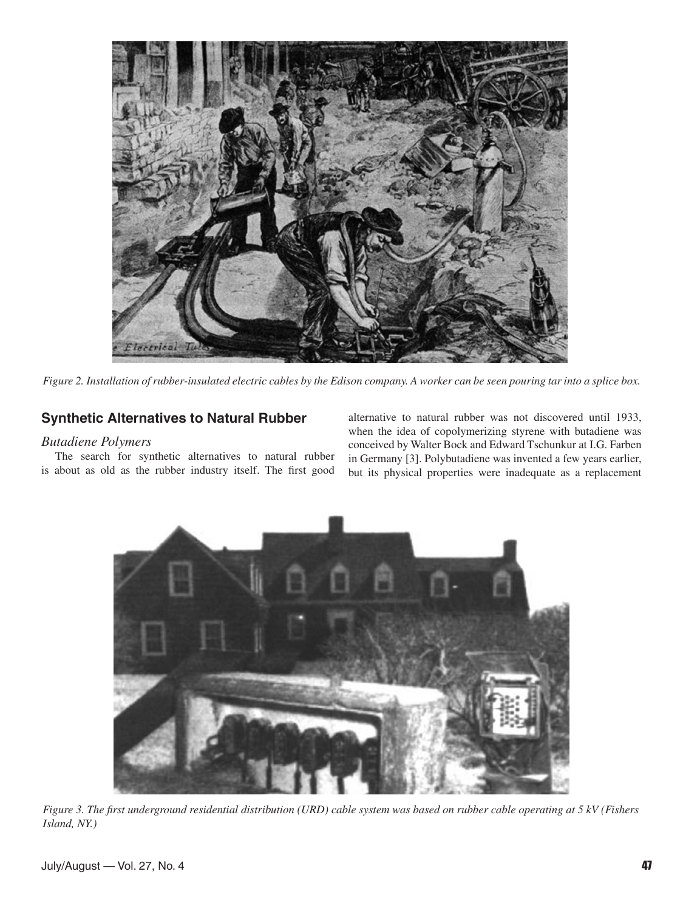Figure 2. Installation of rubber-insulated electric cables by the Edison company. A worker can be seen pouring tar into a splice box.

## Synthetic Alternatives to Natural Rubber

### Butadiene Polymers

The search for synthetic alternatives to natural rubber is about as old as the rubber industry itself. The first good alternative to natural rubber was not discovered until 1933, when the idea of copolymerizing styrene with butadiene was conceived by Walter Bock and Edward Tschunkur at I.G. Farben in Germany [3]. Polybutadiene was invented a few years earlier, but its physical properties were inadequate as a replacement

Figure 3. The first underground residential distribution (URD) cable system was based on rubber cable operating at 5 kV (Fishers Island, NY.)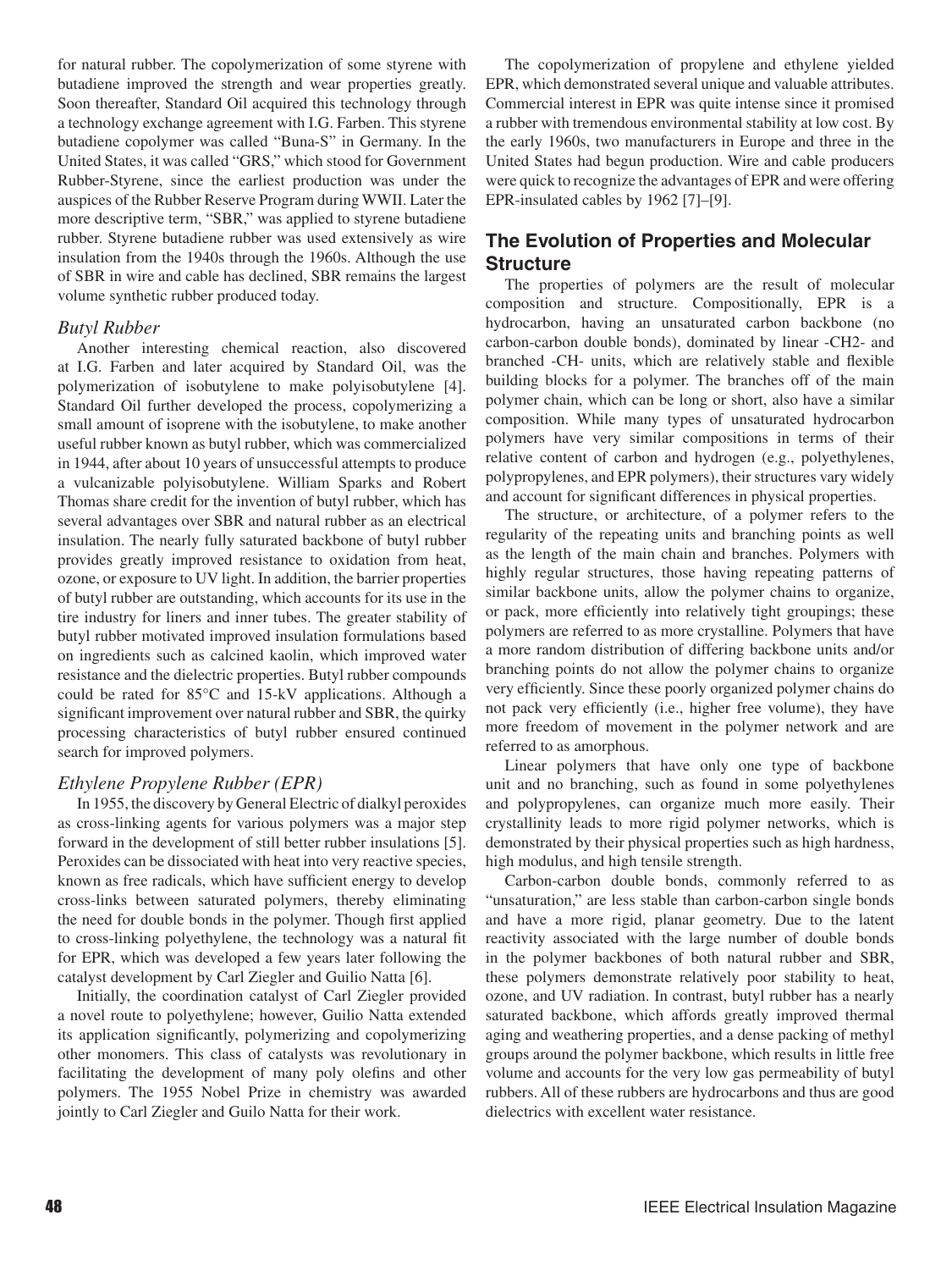for natural rubber. The copolymerization of some styrene with butadiene improved the strength and wear properties greatly. Soon thereafter, Standard Oil acquired this technology through a technology exchange agreement with I.G. Farben. This styrene butadiene copolymer was called "Buna-S" in Germany. In the United States, it was called "GRS," which stood for Government Rubber-Styrene, since the earliest production was under the auspices of the Rubber Reserve Program during WWII. Later the more descriptive term, "SBR," was applied to styrene butadiene rubber. Styrene butadiene rubber was used extensively as wire insulation from the 1940s through the 1960s. Although the use of SBR in wire and cable has declined, SBR remains the largest volume synthetic rubber produced today.

### *Butyl Rubber*

Another interesting chemical reaction, also discovered at I.G. Farben and later acquired by Standard Oil, was the polymerization of isobutylene to make polyisobutylene [4]. Standard Oil further developed the process, copolymerizing a small amount of isoprene with the isobutylene, to make another useful rubber known as butyl rubber, which was commercialized in 1944, after about 10 years of unsuccessful attempts to produce a vulcanizable polyisobutylene. William Sparks and Robert Thomas share credit for the invention of butyl rubber, which has several advantages over SBR and natural rubber as an electrical insulation. The nearly fully saturated backbone of butyl rubber provides greatly improved resistance to oxidation from heat, ozone, or exposure to UV light. In addition, the barrier properties of butyl rubber are outstanding, which accounts for its use in the tire industry for liners and inner tubes. The greater stability of butyl rubber motivated improved insulation formulations based on ingredients such as calcined kaolin, which improved water resistance and the dielectric properties. Butyl rubber compounds could be rated for 85°C and 15-kV applications. Although a significant improvement over natural rubber and SBR, the quirky processing characteristics of butyl rubber ensured continued search for improved polymers.

### *Ethylene Propylene Rubber (EPR)*

In 1955, the discovery by General Electric of dialkyl peroxides as cross-linking agents for various polymers was a major step forward in the development of still better rubber insulations [5]. Peroxides can be dissociated with heat into very reactive species, known as free radicals, which have sufficient energy to develop cross-links between saturated polymers, thereby eliminating the need for double bonds in the polymer. Though first applied to cross-linking polyethylene, the technology was a natural fit for EPR, which was developed a few years later following the catalyst development by Carl Ziegler and Guilio Natta [6].

Initially, the coordination catalyst of Carl Ziegler provided a novel route to polyethylene; however, Guilio Natta extended its application significantly, polymerizing and copolymerizing other monomers. This class of catalysts was revolutionary in facilitating the development of many poly olefins and other polymers. The 1955 Nobel Prize in chemistry was awarded jointly to Carl Ziegler and Guilo Natta for their work.

The copolymerization of propylene and ethylene yielded EPR, which demonstrated several unique and valuable attributes. Commercial interest in EPR was quite intense since it promised a rubber with tremendous environmental stability at low cost. By the early 1960s, two manufacturers in Europe and three in the United States had begun production. Wire and cable producers were quick to recognize the advantages of EPR and were offering EPR-insulated cables by 1962 [7]–[9].

## The Evolution of Properties and Molecular Structure

The properties of polymers are the result of molecular composition and structure. Compositionally, EPR is a hydrocarbon, having an unsaturated carbon backbone (no carbon-carbon double bonds), dominated by linear -CH2- and branched -CH- units, which are relatively stable and flexible building blocks for a polymer. The branches off of the main polymer chain, which can be long or short, also have a similar composition. While many types of unsaturated hydrocarbon polymers have very similar compositions in terms of their relative content of carbon and hydrogen (e.g., polyethylenes, polypropylenes, and EPR polymers), their structures vary widely and account for significant differences in physical properties.

The structure, or architecture, of a polymer refers to the regularity of the repeating units and branching points as well as the length of the main chain and branches. Polymers with highly regular structures, those having repeating patterns of similar backbone units, allow the polymer chains to organize, or pack, more efficiently into relatively tight groupings; these polymers are referred to as more crystalline. Polymers that have a more random distribution of differing backbone units and/or branching points do not allow the polymer chains to organize very efficiently. Since these poorly organized polymer chains do not pack very efficiently (i.e., higher free volume), they have more freedom of movement in the polymer network and are referred to as amorphous.

Linear polymers that have only one type of backbone unit and no branching, such as found in some polyethylenes and polypropylenes, can organize much more easily. Their crystallinity leads to more rigid polymer networks, which is demonstrated by their physical properties such as high hardness, high modulus, and high tensile strength.

Carbon-carbon double bonds, commonly referred to as "unsaturation," are less stable than carbon-carbon single bonds and have a more rigid, planar geometry. Due to the latent reactivity associated with the large number of double bonds in the polymer backbones of both natural rubber and SBR, these polymers demonstrate relatively poor stability to heat, ozone, and UV radiation. In contrast, butyl rubber has a nearly saturated backbone, which affords greatly improved thermal aging and weathering properties, and a dense packing of methyl groups around the polymer backbone, which results in little free volume and accounts for the very low gas permeability of butyl rubbers. All of these rubbers are hydrocarbons and thus are good dielectrics with excellent water resistance.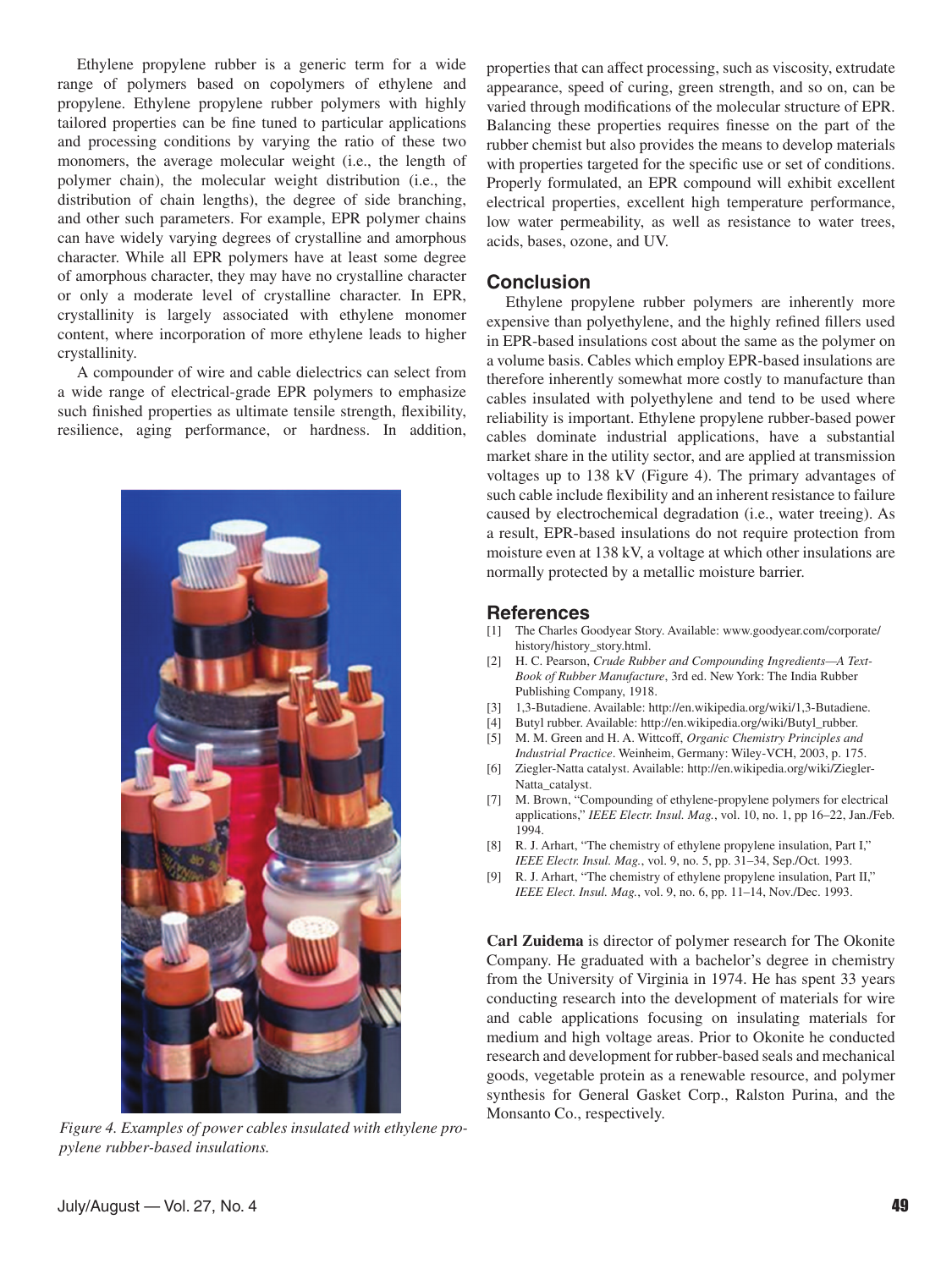Ethylene propylene rubber is a generic term for a wide range of polymers based on copolymers of ethylene and propylene. Ethylene propylene rubber polymers with highly tailored properties can be fine tuned to particular applications and processing conditions by varying the ratio of these two monomers, the average molecular weight (i.e., the length of polymer chain), the molecular weight distribution (i.e., the distribution of chain lengths), the degree of side branching, and other such parameters. For example, EPR polymer chains can have widely varying degrees of crystalline and amorphous character. While all EPR polymers have at least some degree of amorphous character, they may have no crystalline character or only a moderate level of crystalline character. In EPR, crystallinity is largely associated with ethylene monomer content, where incorporation of more ethylene leads to higher crystallinity.

A compounder of wire and cable dielectrics can select from a wide range of electrical-grade EPR polymers to emphasize such finished properties as ultimate tensile strength, flexibility, resilience, aging performance, or hardness. In addition, properties that can affect processing, such as viscosity, extrudate appearance, speed of curing, green strength, and so on, can be varied through modifications of the molecular structure of EPR. Balancing these properties requires finesse on the part of the rubber chemist but also provides the means to develop materials with properties targeted for the specific use or set of conditions. Properly formulated, an EPR compound will exhibit excellent electrical properties, excellent high temperature performance, low water permeability, as well as resistance to water trees, acids, bases, ozone, and UV.

*Figure 4. Examples of power cables insulated with ethylene propylene rubber-based insulations.*

## Conclusion

Ethylene propylene rubber polymers are inherently more expensive than polyethylene, and the highly refined fillers used in EPR-based insulations cost about the same as the polymer on a volume basis. Cables which employ EPR-based insulations are therefore inherently somewhat more costly to manufacture than cables insulated with polyethylene and tend to be used where reliability is important. Ethylene propylene rubber-based power cables dominate industrial applications, have a substantial market share in the utility sector, and are applied at transmission voltages up to 138 kV (Figure 4). The primary advantages of such cable include flexibility and an inherent resistance to failure caused by electrochemical degradation (i.e., water treeing). As a result, EPR-based insulations do not require protection from moisture even at 138 kV, a voltage at which other insulations are normally protected by a metallic moisture barrier.

## References

[1] The Charles Goodyear Story. Available: www.goodyear.com/corporate/history/history_story.html.

[2] H. C. Pearson, *Crude Rubber and Compounding Ingredients—A Text-Book of Rubber Manufacture*, 3rd ed. New York: The India Rubber Publishing Company, 1918.

[3] 1,3-Butadiene. Available: http://en.wikipedia.org/wiki/1,3-Butadiene.

[4] Butyl rubber. Available: http://en.wikipedia.org/wiki/Butyl_rubber.

[5] M. M. Green and H. A. Wittcoff, *Organic Chemistry Principles and Industrial Practice*. Weinheim, Germany: Wiley-VCH, 2003, p. 175.

[6] Ziegler-Natta catalyst. Available: http://en.wikipedia.org/wiki/Ziegler-Natta_catalyst.

[7] M. Brown, "Compounding of ethylene-propylene polymers for electrical applications," *IEEE Electr. Insul. Mag.*, vol. 10, no. 1, pp 16–22, Jan./Feb. 1994.

[8] R. J. Arhart, "The chemistry of ethylene propylene insulation, Part I," *IEEE Electr. Insul. Mag.*, vol. 9, no. 5, pp. 31–34, Sep./Oct. 1993.

[9] R. J. Arhart, "The chemistry of ethylene propylene insulation, Part II," *IEEE Elect. Insul. Mag.*, vol. 9, no. 6, pp. 11–14, Nov./Dec. 1993.

**Carl Zuidema** is director of polymer research for The Okonite Company. He graduated with a bachelor's degree in chemistry from the University of Virginia in 1974. He has spent 33 years conducting research into the development of materials for wire and cable applications focusing on insulating materials for medium and high voltage areas. Prior to Okonite he conducted research and development for rubber-based seals and mechanical goods, vegetable protein as a renewable resource, and polymer synthesis for General Gasket Corp., Ralston Purina, and the Monsanto Co., respectively.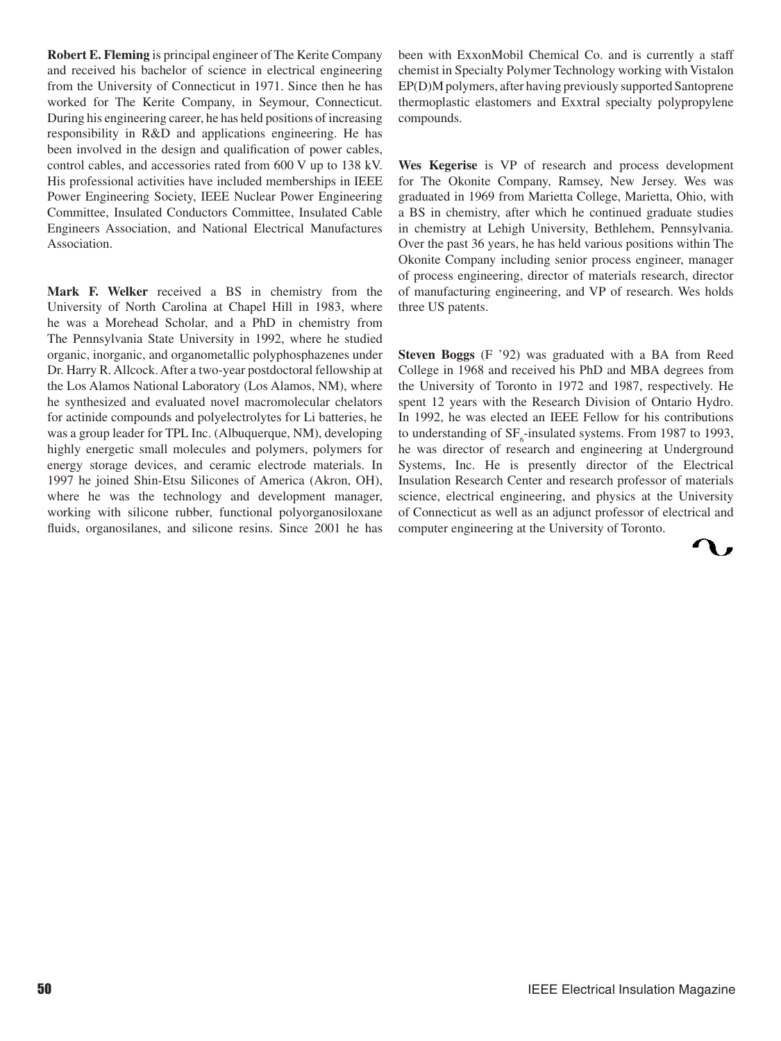**Robert E. Fleming** is principal engineer of The Kerite Company and received his bachelor of science in electrical engineering from the University of Connecticut in 1971. Since then he has worked for The Kerite Company, in Seymour, Connecticut. During his engineering career, he has held positions of increasing responsibility in R&D and applications engineering. He has been involved in the design and qualification of power cables, control cables, and accessories rated from 600 V up to 138 kV. His professional activities have included memberships in IEEE Power Engineering Society, IEEE Nuclear Power Engineering Committee, Insulated Conductors Committee, Insulated Cable Engineers Association, and National Electrical Manufactures Association.

**Mark F. Welker** received a BS in chemistry from the University of North Carolina at Chapel Hill in 1983, where he was a Morehead Scholar, and a PhD in chemistry from The Pennsylvania State University in 1992, where he studied organic, inorganic, and organometallic polyphosphazenes under Dr. Harry R. Allcock. After a two-year postdoctoral fellowship at the Los Alamos National Laboratory (Los Alamos, NM), where he synthesized and evaluated novel macromolecular chelators for actinide compounds and polyelectrolytes for Li batteries, he was a group leader for TPL Inc. (Albuquerque, NM), developing highly energetic small molecules and polymers, polymers for energy storage devices, and ceramic electrode materials. In 1997 he joined Shin-Etsu Silicones of America (Akron, OH), where he was the technology and development manager, working with silicone rubber, functional polyorganosiloxane fluids, organosilanes, and silicone resins. Since 2001 he has been with ExxonMobil Chemical Co. and is currently a staff chemist in Specialty Polymer Technology working with Vistalon EP(D)M polymers, after having previously supported Santoprene thermoplastic elastomers and Exxtral specialty polypropylene compounds.

**Wes Kegerise** is VP of research and process development for The Okonite Company, Ramsey, New Jersey. Wes was graduated in 1969 from Marietta College, Marietta, Ohio, with a BS in chemistry, after which he continued graduate studies in chemistry at Lehigh University, Bethlehem, Pennsylvania. Over the past 36 years, he has held various positions within The Okonite Company including senior process engineer, manager of process engineering, director of materials research, director of manufacturing engineering, and VP of research. Wes holds three US patents.

**Steven Boggs** (F '92) was graduated with a BA from Reed College in 1968 and received his PhD and MBA degrees from the University of Toronto in 1972 and 1987, respectively. He spent 12 years with the Research Division of Ontario Hydro. In 1992, he was elected an IEEE Fellow for his contributions to understanding of $SF_6$-insulated systems. From 1987 to 1993, he was director of research and engineering at Underground Systems, Inc. He is presently director of the Electrical Insulation Research Center and research professor of materials science, electrical engineering, and physics at the University of Connecticut as well as an adjunct professor of electrical and computer engineering at the University of Toronto.